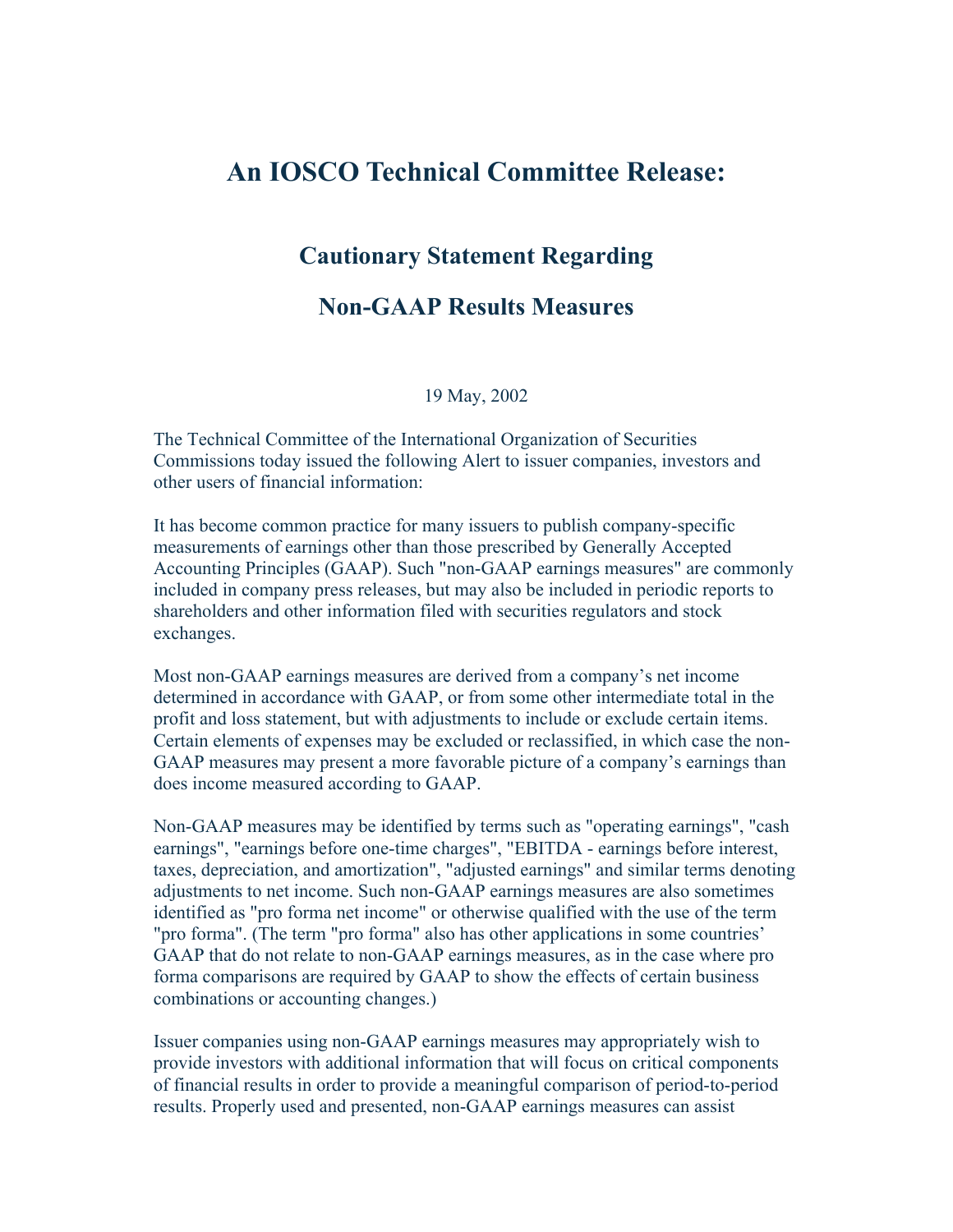# An IOSCO Technical Committee Release:

## Cautionary Statement Regarding

## Non-GAAP Results Measures

19 May, 2002

The Technical Committee of the International Organization of Securities Commissions today issued the following Alert to issuer companies, investors and other users of financial information:

It has become common practice for many issuers to publish company-specific measurements of earnings other than those prescribed by Generally Accepted Accounting Principles (GAAP). Such "non-GAAP earnings measures" are commonly included in company press releases, but may also be included in periodic reports to shareholders and other information filed with securities regulators and stock exchanges.

Most non-GAAP earnings measures are derived from a company's net income determined in accordance with GAAP, or from some other intermediate total in the profit and loss statement, but with adjustments to include or exclude certain items. Certain elements of expenses may be excluded or reclassified, in which case the non-GAAP measures may present a more favorable picture of a company's earnings than does income measured according to GAAP.

Non-GAAP measures may be identified by terms such as "operating earnings", "cash earnings", "earnings before one-time charges", "EBITDA - earnings before interest, taxes, depreciation, and amortization", "adjusted earnings" and similar terms denoting adjustments to net income. Such non-GAAP earnings measures are also sometimes identified as "pro forma net income" or otherwise qualified with the use of the term "pro forma". (The term "pro forma" also has other applications in some countries' GAAP that do not relate to non-GAAP earnings measures, as in the case where pro forma comparisons are required by GAAP to show the effects of certain business combinations or accounting changes.)

Issuer companies using non-GAAP earnings measures may appropriately wish to provide investors with additional information that will focus on critical components of financial results in order to provide a meaningful comparison of period-to-period results. Properly used and presented, non-GAAP earnings measures can assist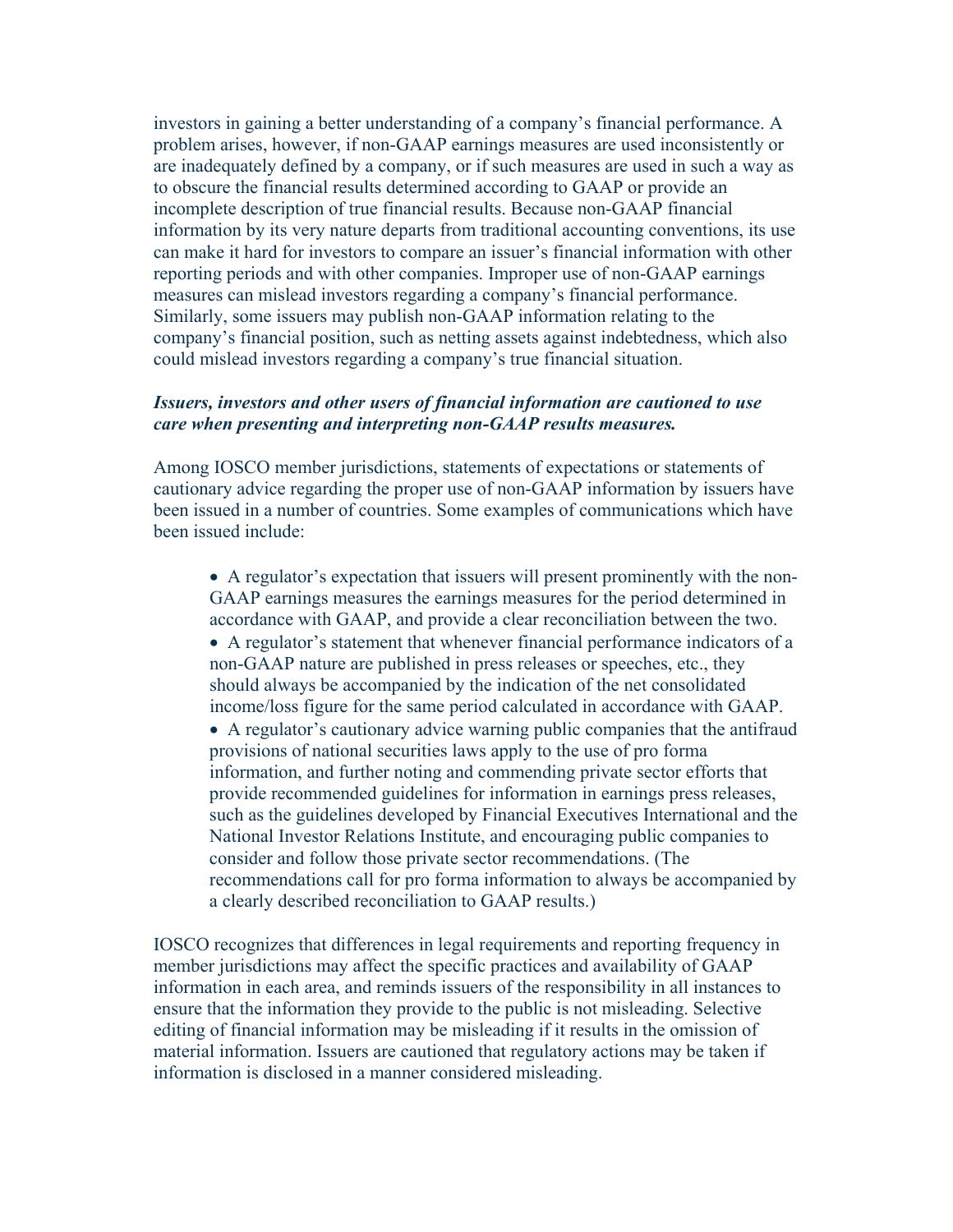investors in gaining a better understanding of a company's financial performance. A problem arises, however, if non-GAAP earnings measures are used inconsistently or are inadequately defined by a company, or if such measures are used in such a way as to obscure the financial results determined according to GAAP or provide an incomplete description of true financial results. Because non-GAAP financial information by its very nature departs from traditional accounting conventions, its use can make it hard for investors to compare an issuer's financial information with other reporting periods and with other companies. Improper use of non-GAAP earnings measures can mislead investors regarding a company's financial performance. Similarly, some issuers may publish non-GAAP information relating to the company's financial position, such as netting assets against indebtedness, which also could mislead investors regarding a company's true financial situation.

***Issuers, investors and other users of financial information are cautioned to use care when presenting and interpreting non-GAAP results measures.***

Among IOSCO member jurisdictions, statements of expectations or statements of cautionary advice regarding the proper use of non-GAAP information by issuers have been issued in a number of countries. Some examples of communications which have been issued include:

- A regulator's expectation that issuers will present prominently with the non-GAAP earnings measures the earnings measures for the period determined in accordance with GAAP, and provide a clear reconciliation between the two.
- A regulator's statement that whenever financial performance indicators of a non-GAAP nature are published in press releases or speeches, etc., they should always be accompanied by the indication of the net consolidated income/loss figure for the same period calculated in accordance with GAAP.
- A regulator's cautionary advice warning public companies that the antifraud provisions of national securities laws apply to the use of pro forma information, and further noting and commending private sector efforts that provide recommended guidelines for information in earnings press releases, such as the guidelines developed by Financial Executives International and the National Investor Relations Institute, and encouraging public companies to consider and follow those private sector recommendations. (The recommendations call for pro forma information to always be accompanied by a clearly described reconciliation to GAAP results.)

IOSCO recognizes that differences in legal requirements and reporting frequency in member jurisdictions may affect the specific practices and availability of GAAP information in each area, and reminds issuers of the responsibility in all instances to ensure that the information they provide to the public is not misleading. Selective editing of financial information may be misleading if it results in the omission of material information. Issuers are cautioned that regulatory actions may be taken if information is disclosed in a manner considered misleading.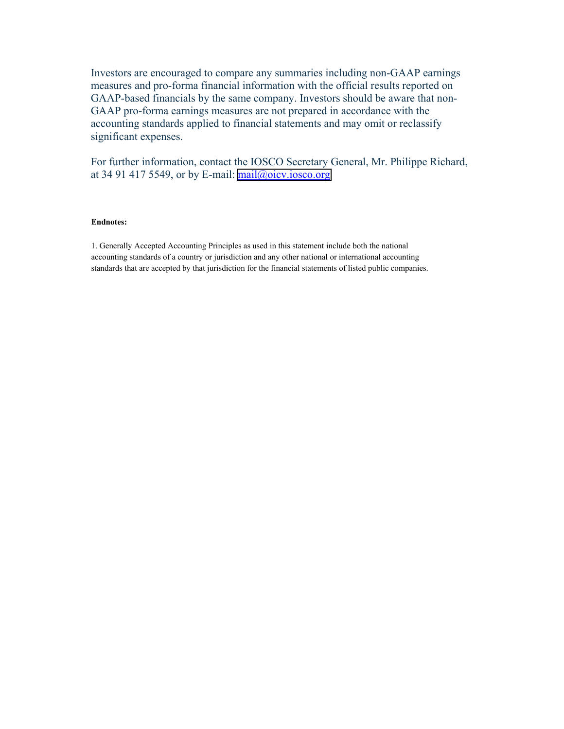Investors are encouraged to compare any summaries including non-GAAP earnings measures and pro-forma financial information with the official results reported on GAAP-based financials by the same company. Investors should be aware that non-GAAP pro-forma earnings measures are not prepared in accordance with the accounting standards applied to financial statements and may omit or reclassify significant expenses.

For further information, contact the IOSCO Secretary General, Mr. Philippe Richard, at 34 91 417 5549, or by E-mail: mail@oicv.iosco.org

**Endnotes:**

1. Generally Accepted Accounting Principles as used in this statement include both the national accounting standards of a country or jurisdiction and any other national or international accounting standards that are accepted by that jurisdiction for the financial statements of listed public companies.